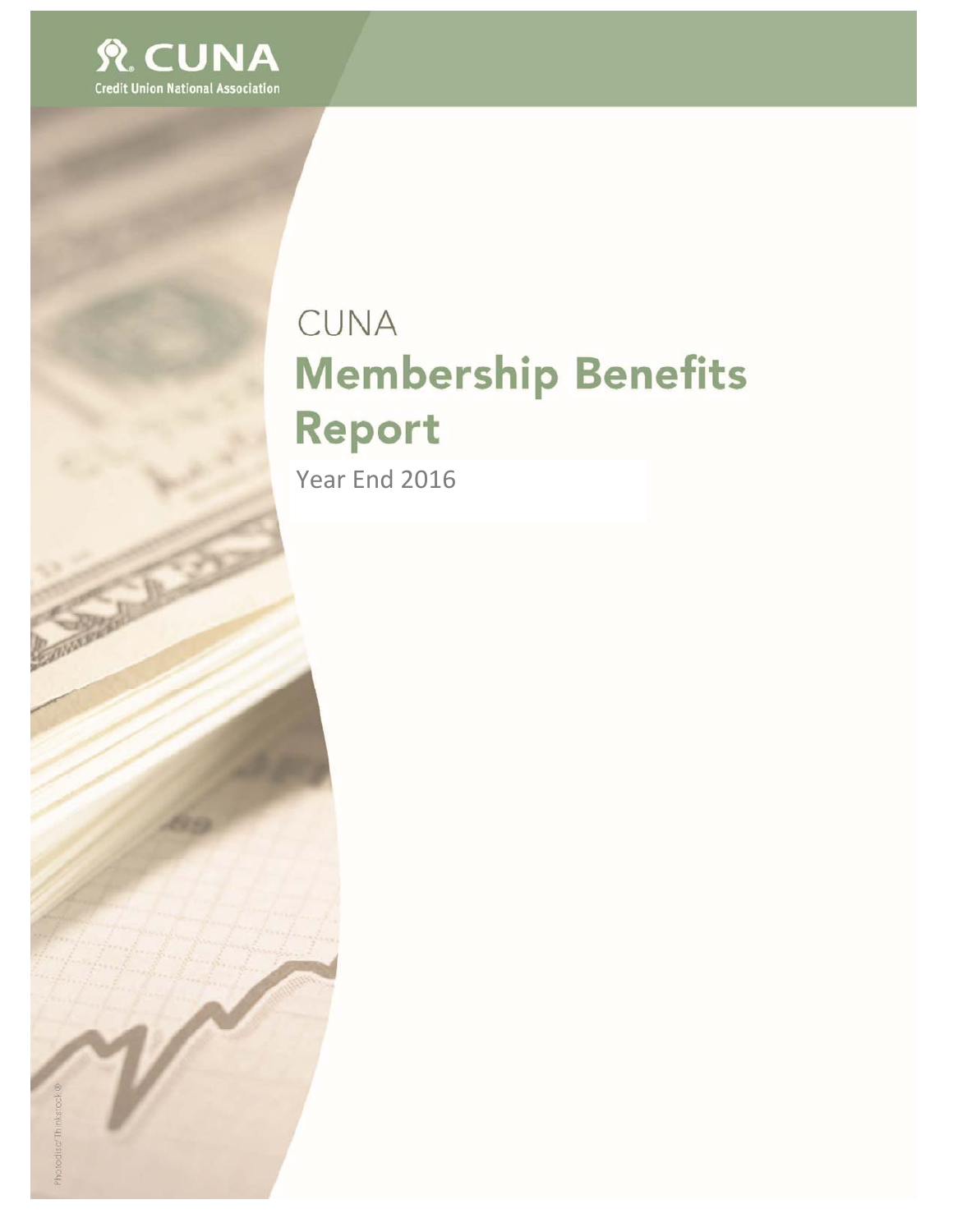CUNA

Credit Union National Association

CUNA

# Membership Benefits Report

Year End 2016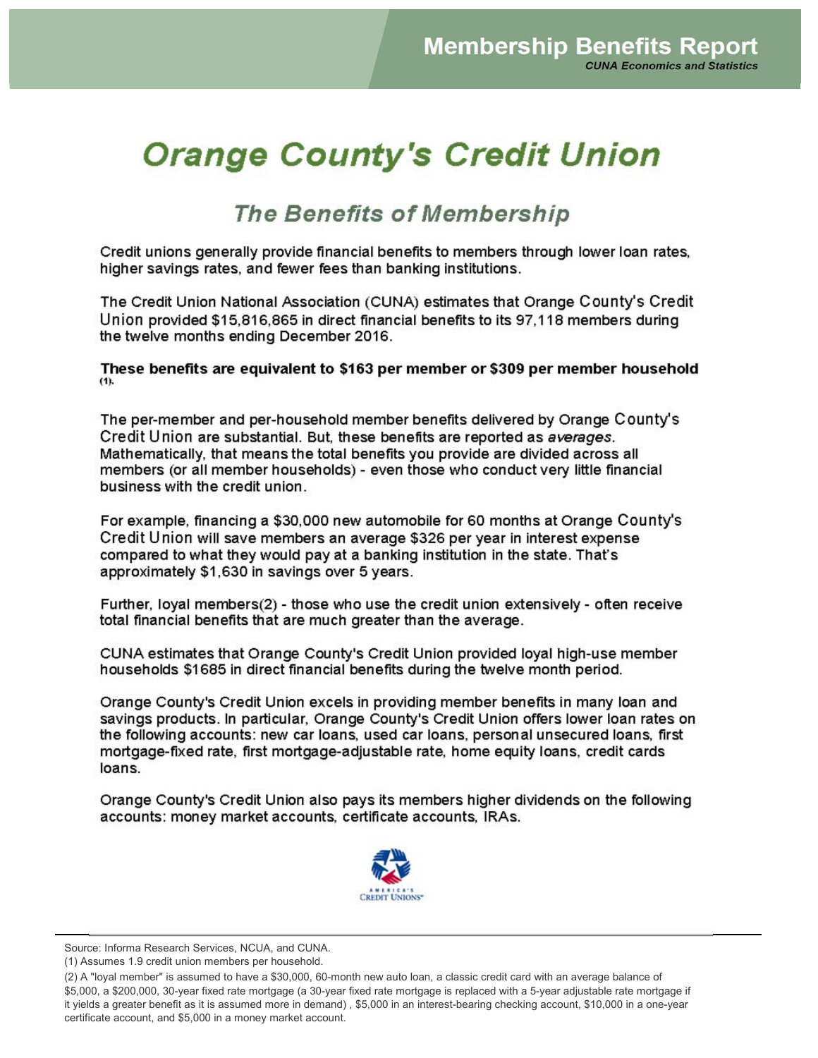# Membership Benefits Report

*CUNA Economics and Statistics*

# Orange County's Credit Union

## The Benefits of Membership

Credit unions generally provide financial benefits to members through lower loan rates, higher savings rates, and fewer fees than banking institutions.

The Credit Union National Association (CUNA) estimates that Orange County's Credit Union provided $15,816,865 in direct financial benefits to its 97,118 members during the twelve months ending December 2016.

**These benefits are equivalent to $163 per member or $309 per member household (1).**

The per-member and per-household member benefits delivered by Orange County's Credit Union are substantial. But, these benefits are reported as *averages*. Mathematically, that means the total benefits you provide are divided across all members (or all member households) - even those who conduct very little financial business with the credit union.

For example, financing a $30,000 new automobile for 60 months at Orange County's Credit Union will save members an average $326 per year in interest expense compared to what they would pay at a banking institution in the state. That's approximately $1,630 in savings over 5 years.

Further, loyal members(2) - those who use the credit union extensively - often receive total financial benefits that are much greater than the average.

CUNA estimates that Orange County's Credit Union provided loyal high-use member households $1685 in direct financial benefits during the twelve month period.

Orange County's Credit Union excels in providing member benefits in many loan and savings products. In particular, Orange County's Credit Union offers lower loan rates on the following accounts: new car loans, used car loans, personal unsecured loans, first mortgage-fixed rate, first mortgage-adjustable rate, home equity loans, credit cards loans.

Orange County's Credit Union also pays its members higher dividends on the following accounts: money market accounts, certificate accounts, IRAs.

AMERICA'S CREDIT UNIONS

---

Source: Informa Research Services, NCUA, and CUNA.

(1) Assumes 1.9 credit union members per household.

(2) A "loyal member" is assumed to have a $30,000, 60-month new auto loan, a classic credit card with an average balance of $5,000, a $200,000, 30-year fixed rate mortgage (a 30-year fixed rate mortgage is replaced with a 5-year adjustable rate mortgage if it yields a greater benefit as it is assumed more in demand) , $5,000 in an interest-bearing checking account, $10,000 in a one-year certificate account, and $5,000 in a money market account.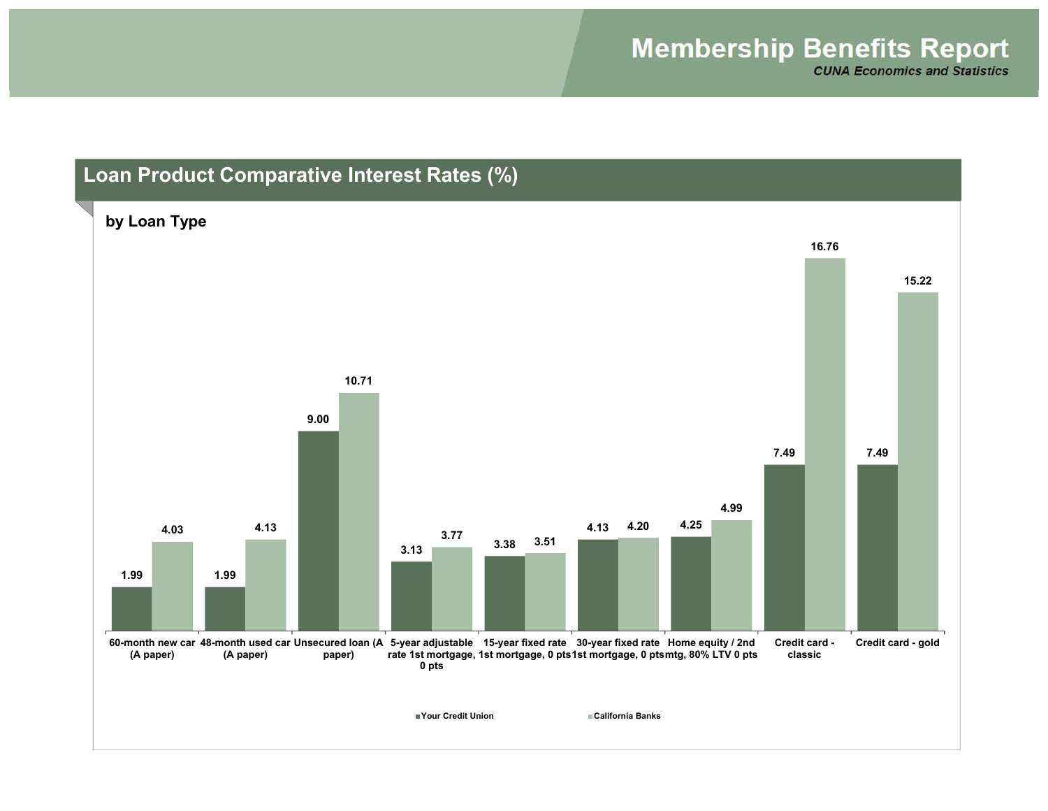## Loan Product Comparative Interest Rates (%)

**by Loan Type**

| Loan Type | Your Credit Union | California Banks |
|---|---|---|
| 60-month new car (A paper) | 1.99 | 4.03 |
| 48-month used car (A paper) | 1.99 | 4.13 |
| Unsecured loan (A paper) | 9.00 | 10.71 |
| 5-year adjustable rate 1st mortgage, 0 pts | 3.13 | 3.77 |
| 15-year fixed rate 1st mortgage, 0 pts | 3.38 | 3.51 |
| 30-year fixed rate 1st mortgage, 0 pts | 4.13 | 4.20 |
| Home equity / 2nd mtg, 80% LTV 0 pts | 4.25 | 4.99 |
| Credit card - classic | 7.49 | 16.76 |
| Credit card - gold | 7.49 | 15.22 |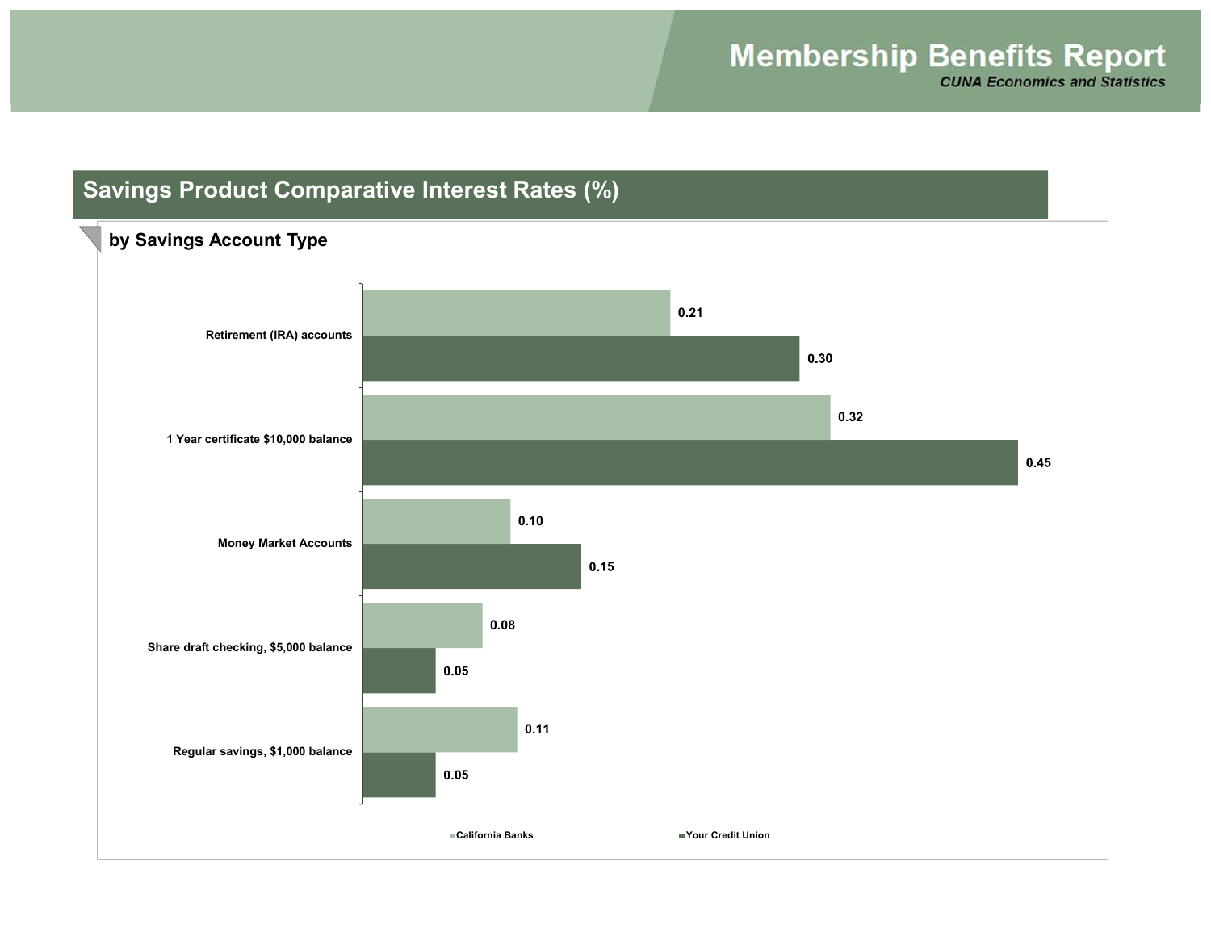## Savings Product Comparative Interest Rates (%)

### by Savings Account Type

| Account Type | California Banks | Your Credit Union |
|---|---|---|
| Retirement (IRA) accounts | 0.21 | 0.30 |
| 1 Year certificate $10,000 balance | 0.32 | 0.45 |
| Money Market Accounts | 0.10 | 0.15 |
| Share draft checking, $5,000 balance | 0.08 | 0.05 |
| Regular savings, $1,000 balance | 0.11 | 0.05 |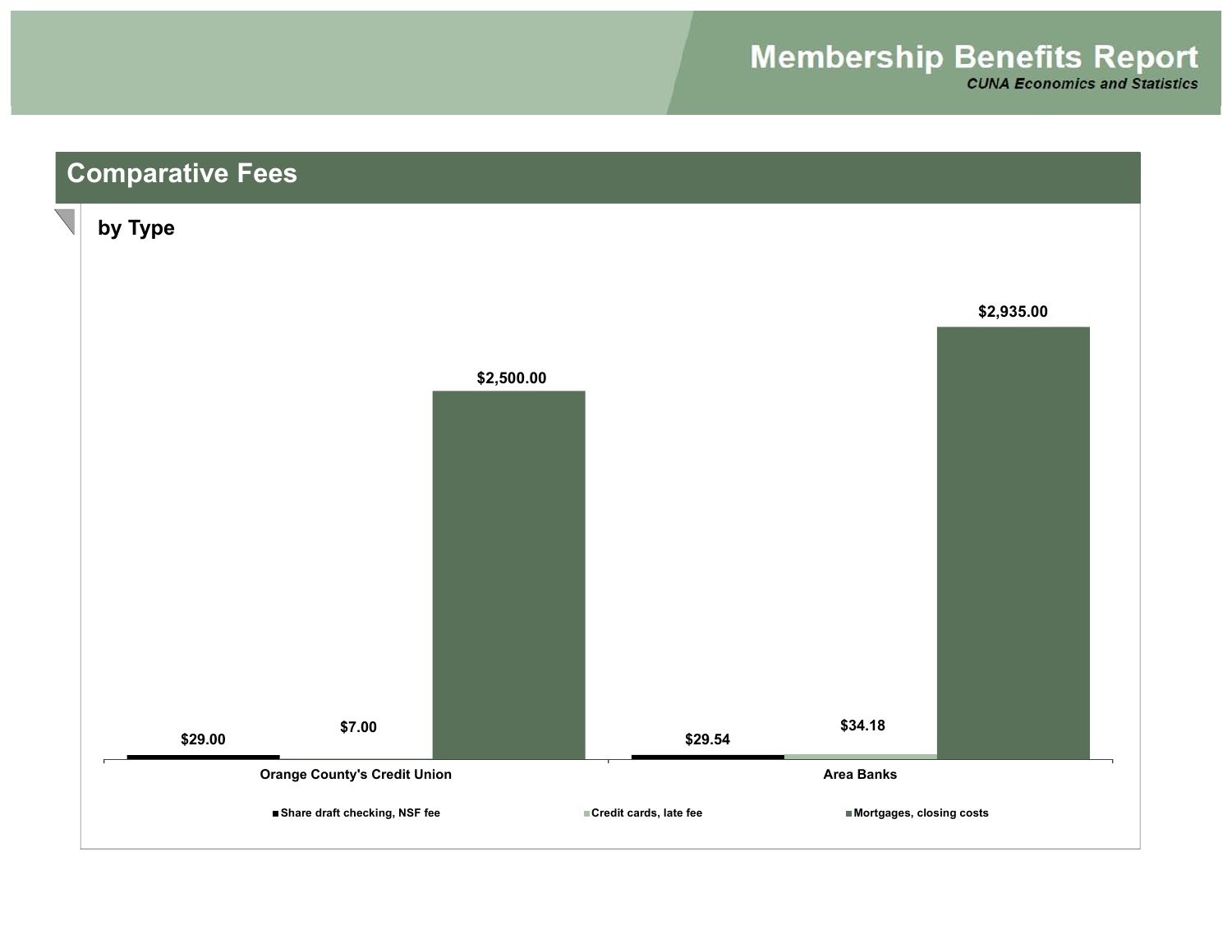## Comparative Fees

### by Type

| | Share draft checking, NSF fee | Credit cards, late fee | Mortgages, closing costs |
|---|---|---|---|
| Orange County's Credit Union | $29.00 | $7.00 | $2,500.00 |
| Area Banks | $29.54 | $34.18 | $2,935.00 |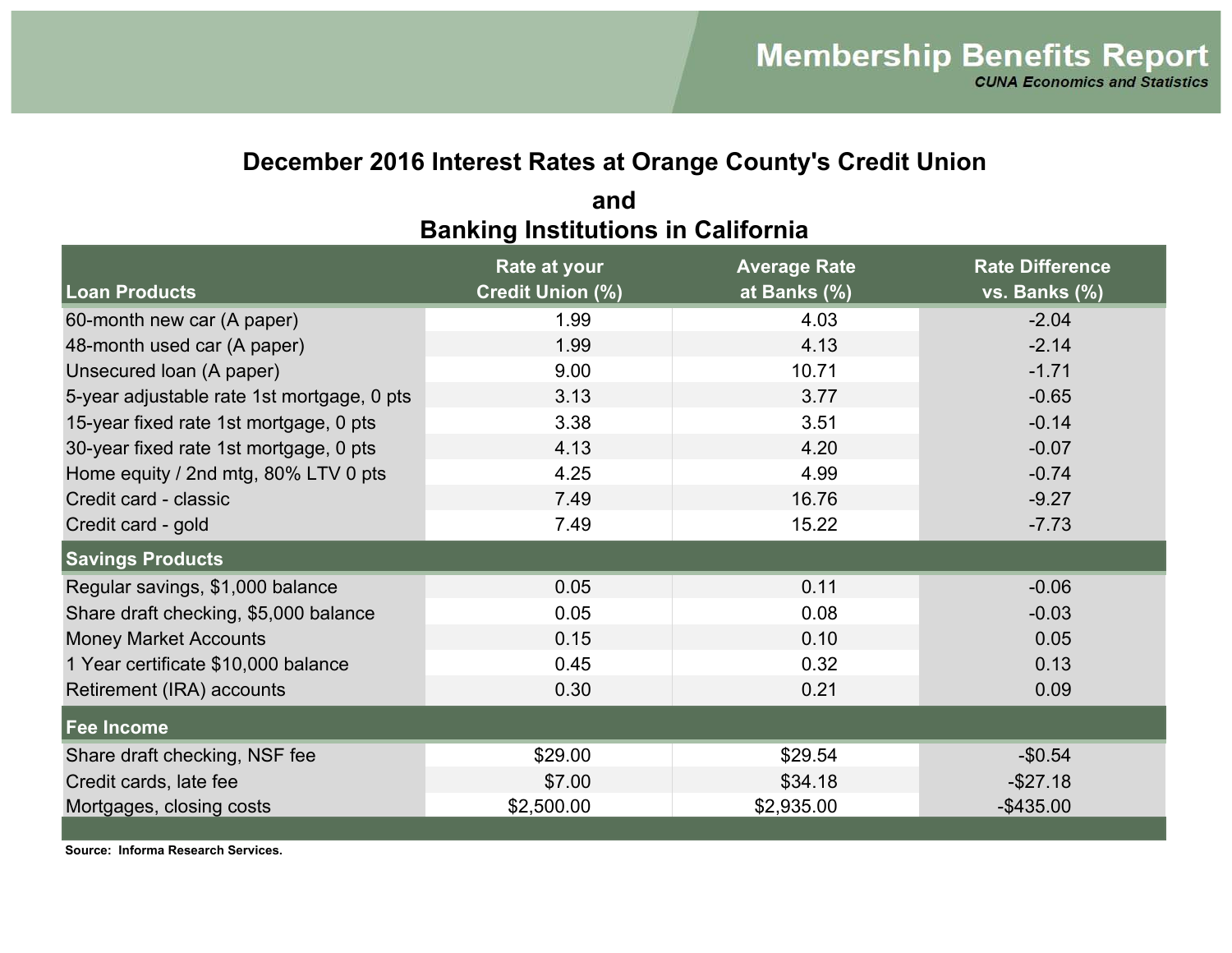# Membership Benefits Report

***CUNA Economics and Statistics***

## December 2016 Interest Rates at Orange County's Credit Union and Banking Institutions in California

| Loan Products | Rate at your Credit Union (%) | Average Rate at Banks (%) | Rate Difference vs. Banks (%) |
|---|---|---|---|
| 60-month new car (A paper) | 1.99 | 4.03 | -2.04 |
| 48-month used car (A paper) | 1.99 | 4.13 | -2.14 |
| Unsecured loan (A paper) | 9.00 | 10.71 | -1.71 |
| 5-year adjustable rate 1st mortgage, 0 pts | 3.13 | 3.77 | -0.65 |
| 15-year fixed rate 1st mortgage, 0 pts | 3.38 | 3.51 | -0.14 |
| 30-year fixed rate 1st mortgage, 0 pts | 4.13 | 4.20 | -0.07 |
| Home equity / 2nd mtg, 80% LTV 0 pts | 4.25 | 4.99 | -0.74 |
| Credit card - classic | 7.49 | 16.76 | -9.27 |
| Credit card - gold | 7.49 | 15.22 | -7.73 |
| **Savings Products** | | | |
| Regular savings, $1,000 balance | 0.05 | 0.11 | -0.06 |
| Share draft checking, $5,000 balance | 0.05 | 0.08 | -0.03 |
| Money Market Accounts | 0.15 | 0.10 | 0.05 |
| 1 Year certificate $10,000 balance | 0.45 | 0.32 | 0.13 |
| Retirement (IRA) accounts | 0.30 | 0.21 | 0.09 |
| **Fee Income** | | | |
| Share draft checking, NSF fee | $29.00 | $29.54 | -$0.54 |
| Credit cards, late fee | $7.00 | $34.18 | -$27.18 |
| Mortgages, closing costs | $2,500.00 | $2,935.00 | -$435.00 |

**Source: Informa Research Services.**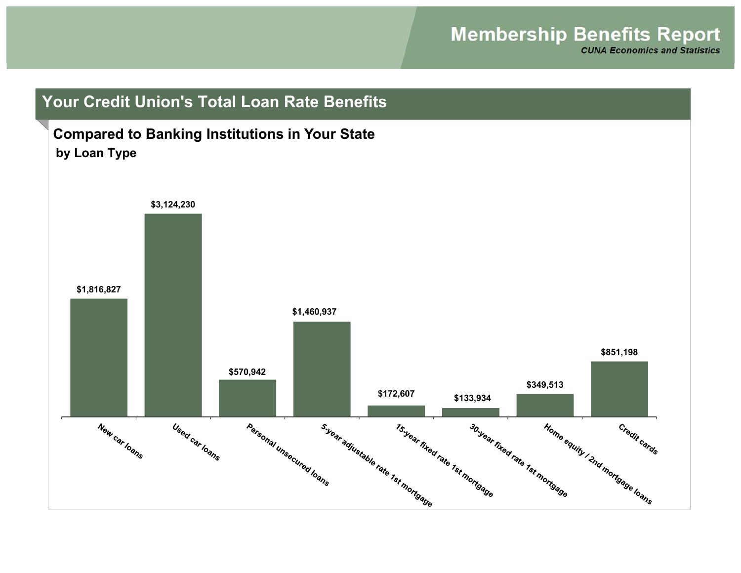# Your Credit Union's Total Loan Rate Benefits

## Compared to Banking Institutions in Your State

### by Loan Type

| Loan Type | Benefit |
|---|---|
| New car loans | $1,816,827 |
| Used car loans | $3,124,230 |
| Personal unsecured loans | $570,942 |
| 5-year adjustable rate 1st mortgage | $1,460,937 |
| 15-year fixed rate 1st mortgage | $172,607 |
| 30-year fixed rate 1st mortgage | $133,934 |
| Home equity / 2nd mortgage loans | $349,513 |
| Credit cards | $851,198 |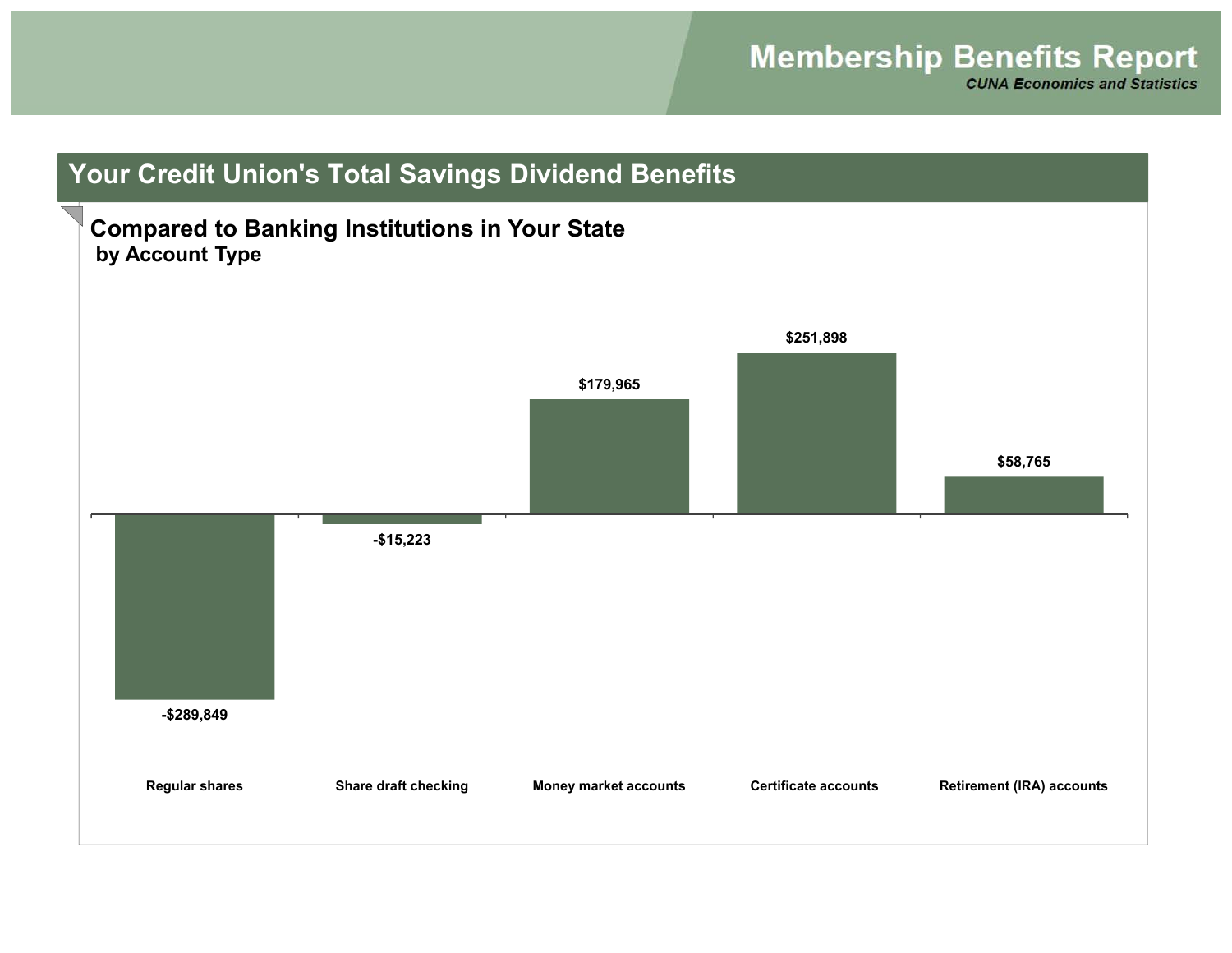## Your Credit Union's Total Savings Dividend Benefits

### Compared to Banking Institutions in Your State
**by Account Type**

| Account Type | Benefit |
| --- | --- |
| Regular shares | -$289,849 |
| Share draft checking | -$15,223 |
| Money market accounts | $179,965 |
| Certificate accounts | $251,898 |
| Retirement (IRA) accounts | $58,765 |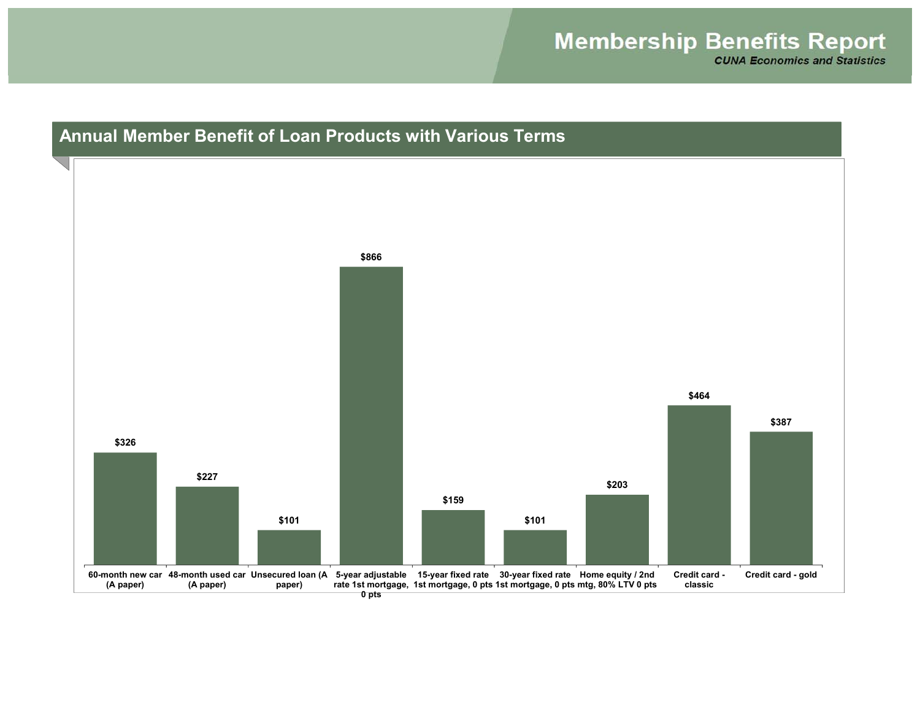## Annual Member Benefit of Loan Products with Various Terms

| Loan Product | Annual Member Benefit |
| --- | --- |
| 60-month new car (A paper) | $326 |
| 48-month used car (A paper) | $227 |
| Unsecured loan (A paper) | $101 |
| 5-year adjustable rate 1st mortgage, 0 pts | $866 |
| 15-year fixed rate 1st mortgage, 0 pts | $159 |
| 30-year fixed rate 1st mortgage, 0 pts | $101 |
| Home equity / 2nd mtg, 80% LTV 0 pts | $203 |
| Credit card - classic | $464 |
| Credit card - gold | $387 |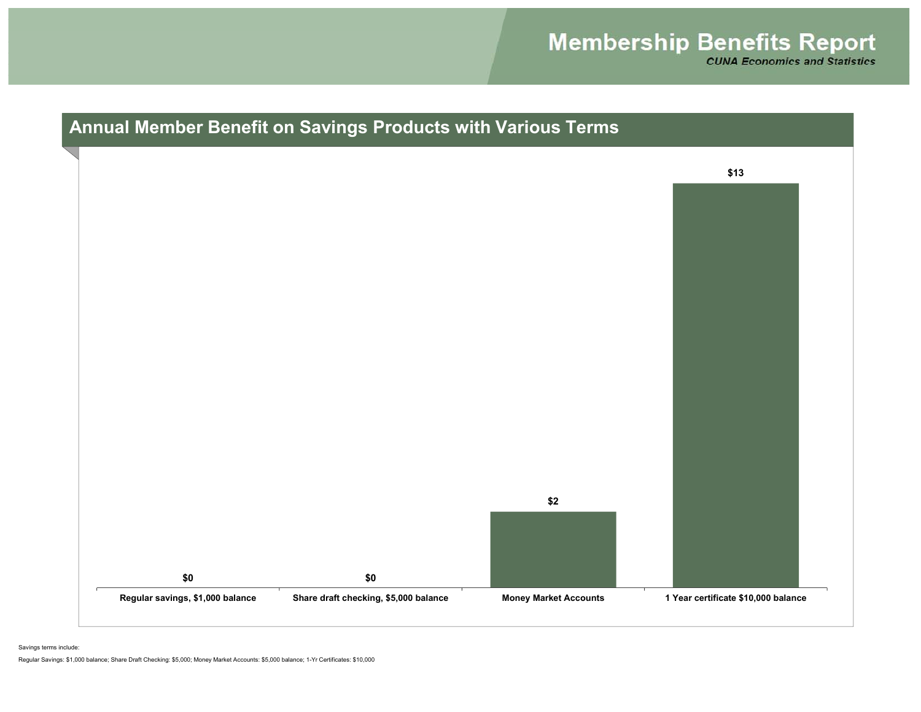## Annual Member Benefit on Savings Products with Various Terms

| Product | Annual Member Benefit |
| --- | --- |
| Regular savings, $1,000 balance | $0 |
| Share draft checking, $5,000 balance | $0 |
| Money Market Accounts | $2 |
| 1 Year certificate $10,000 balance | $13 |

Savings terms include:

Regular Savings: $1,000 balance; Share Draft Checking: $5,000; Money Market Accounts: $5,000 balance; 1-Yr Certificates: $10,000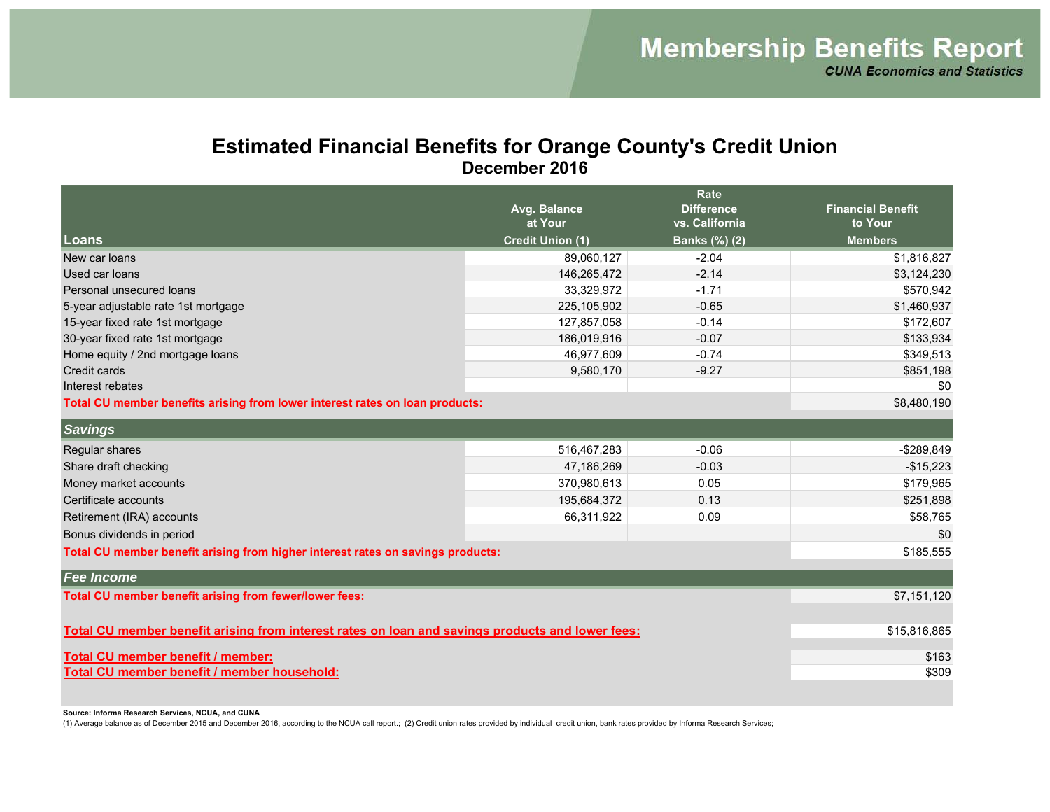# Membership Benefits Report

***CUNA Economics and Statistics***

## Estimated Financial Benefits for Orange County's Credit Union

### December 2016

| Loans | Avg. Balance at Your Credit Union (1) | Rate Difference vs. California Banks (%) (2) | Financial Benefit to Your Members |
|---|---|---|---|
| New car loans | 89,060,127 | -2.04 | $1,816,827 |
| Used car loans | 146,265,472 | -2.14 | $3,124,230 |
| Personal unsecured loans | 33,329,972 | -1.71 | $570,942 |
| 5-year adjustable rate 1st mortgage | 225,105,902 | -0.65 | $1,460,937 |
| 15-year fixed rate 1st mortgage | 127,857,058 | -0.14 | $172,607 |
| 30-year fixed rate 1st mortgage | 186,019,916 | -0.07 | $133,934 |
| Home equity / 2nd mortgage loans | 46,977,609 | -0.74 | $349,513 |
| Credit cards | 9,580,170 | -9.27 | $851,198 |
| Interest rebates | | | $0 |
| **Total CU member benefits arising from lower interest rates on loan products:** | | | $8,480,190 |
| ***Savings*** | | | |
| Regular shares | 516,467,283 | -0.06 | -$289,849 |
| Share draft checking | 47,186,269 | -0.03 | -$15,223 |
| Money market accounts | 370,980,613 | 0.05 | $179,965 |
| Certificate accounts | 195,684,372 | 0.13 | $251,898 |
| Retirement (IRA) accounts | 66,311,922 | 0.09 | $58,765 |
| Bonus dividends in period | | | $0 |
| **Total CU member benefit arising from higher interest rates on savings products:** | | | $185,555 |
| ***Fee Income*** | | | |
| **Total CU member benefit arising from fewer/lower fees:** | | | $7,151,120 |
| **Total CU member benefit arising from interest rates on loan and savings products and lower fees:** | | | $15,816,865 |
| **Total CU member benefit / member:** | | | $163 |
| **Total CU member benefit / member household:** | | | $309 |

**Source: Informa Research Services, NCUA, and CUNA**

(1) Average balance as of December 2015 and December 2016, according to the NCUA call report.; (2) Credit union rates provided by individual credit union, bank rates provided by Informa Research Services;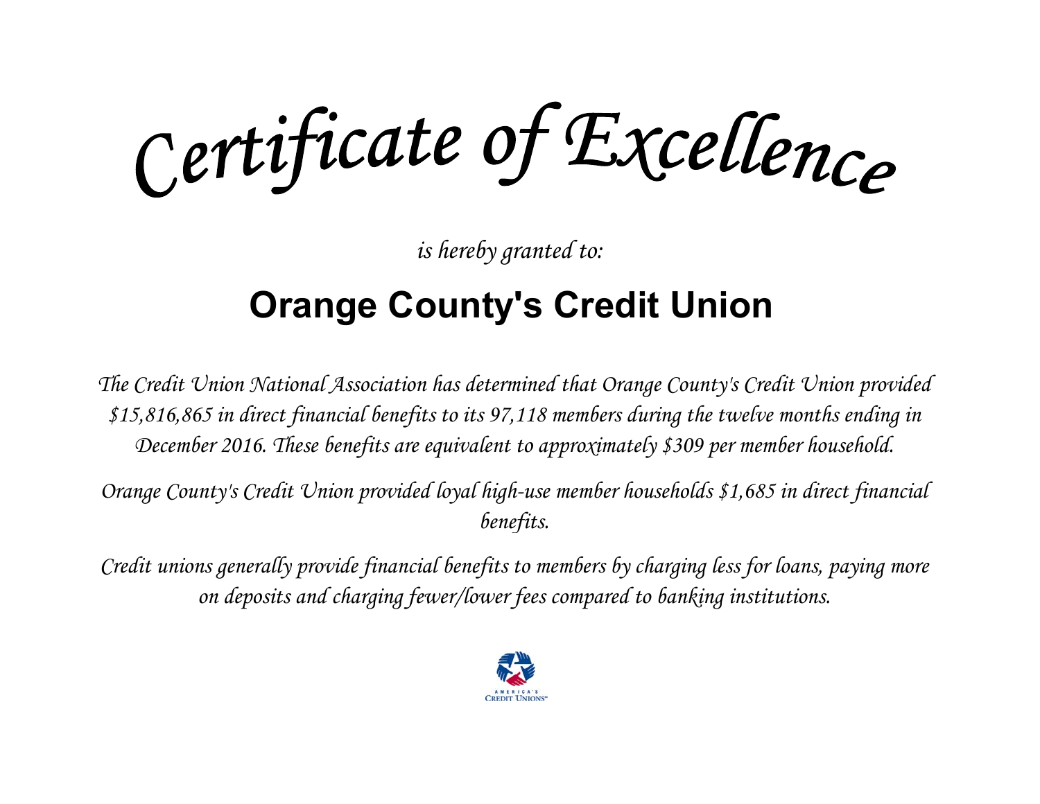# *Certificate of Excellence*

*is hereby granted to:*

## Orange County's Credit Union

*The Credit Union National Association has determined that Orange County's Credit Union provided $15,816,865 in direct financial benefits to its 97,118 members during the twelve months ending in December 2016. These benefits are equivalent to approximately $309 per member household.*

*Orange County's Credit Union provided loyal high-use member households $1,685 in direct financial benefits.*

*Credit unions generally provide financial benefits to members by charging less for loans, paying more on deposits and charging fewer/lower fees compared to banking institutions.*

AMERICA'S CREDIT UNIONS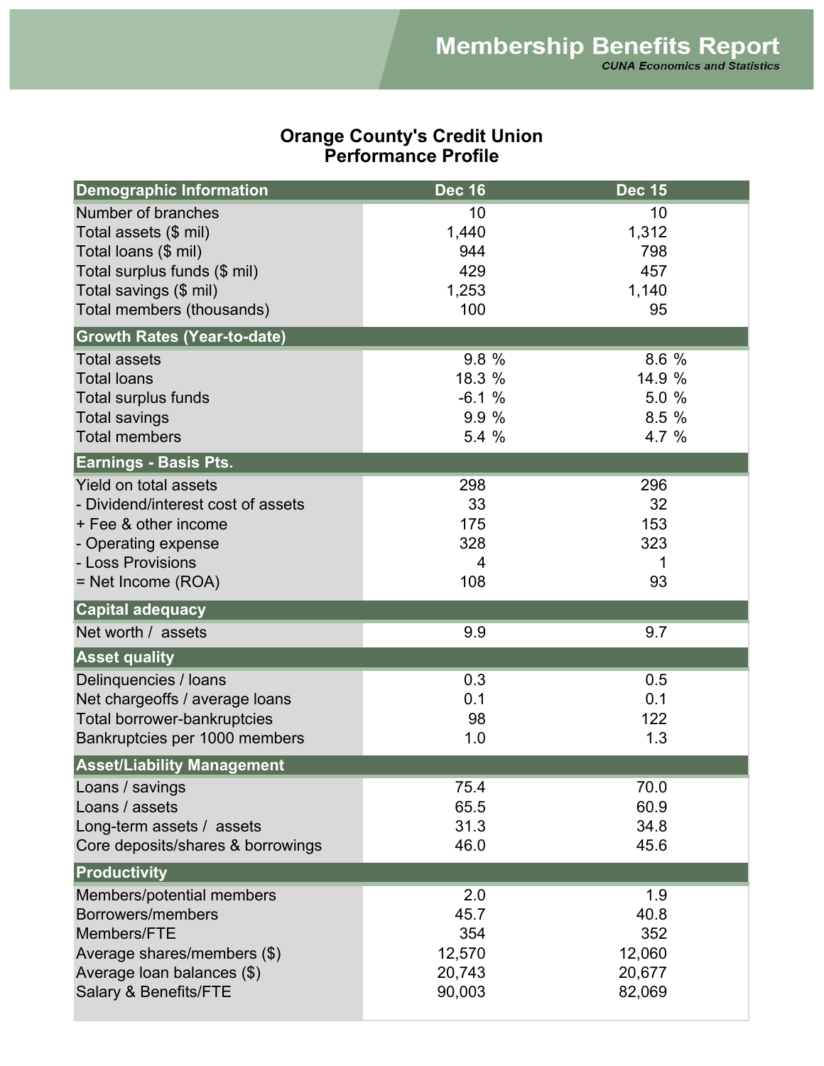# Membership Benefits Report

***CUNA Economics and Statistics***

## Orange County's Credit Union
## Performance Profile

| Demographic Information | Dec 16 | Dec 15 |
|---|---|---|
| Number of branches | 10 | 10 |
| Total assets ($ mil) | 1,440 | 1,312 |
| Total loans ($ mil) | 944 | 798 |
| Total surplus funds ($ mil) | 429 | 457 |
| Total savings ($ mil) | 1,253 | 1,140 |
| Total members (thousands) | 100 | 95 |
| **Growth Rates (Year-to-date)** | | |
| Total assets | 9.8 % | 8.6 % |
| Total loans | 18.3 % | 14.9 % |
| Total surplus funds | -6.1 % | 5.0 % |
| Total savings | 9.9 % | 8.5 % |
| Total members | 5.4 % | 4.7 % |
| **Earnings - Basis Pts.** | | |
| Yield on total assets | 298 | 296 |
| - Dividend/interest cost of assets | 33 | 32 |
| + Fee & other income | 175 | 153 |
| - Operating expense | 328 | 323 |
| - Loss Provisions | 4 | 1 |
| = Net Income (ROA) | 108 | 93 |
| **Capital adequacy** | | |
| Net worth / assets | 9.9 | 9.7 |
| **Asset quality** | | |
| Delinquencies / loans | 0.3 | 0.5 |
| Net chargeoffs / average loans | 0.1 | 0.1 |
| Total borrower-bankruptcies | 98 | 122 |
| Bankruptcies per 1000 members | 1.0 | 1.3 |
| **Asset/Liability Management** | | |
| Loans / savings | 75.4 | 70.0 |
| Loans / assets | 65.5 | 60.9 |
| Long-term assets / assets | 31.3 | 34.8 |
| Core deposits/shares & borrowings | 46.0 | 45.6 |
| **Productivity** | | |
| Members/potential members | 2.0 | 1.9 |
| Borrowers/members | 45.7 | 40.8 |
| Members/FTE | 354 | 352 |
| Average shares/members ($) | 12,570 | 12,060 |
| Average loan balances ($) | 20,743 | 20,677 |
| Salary & Benefits/FTE | 90,003 | 82,069 |